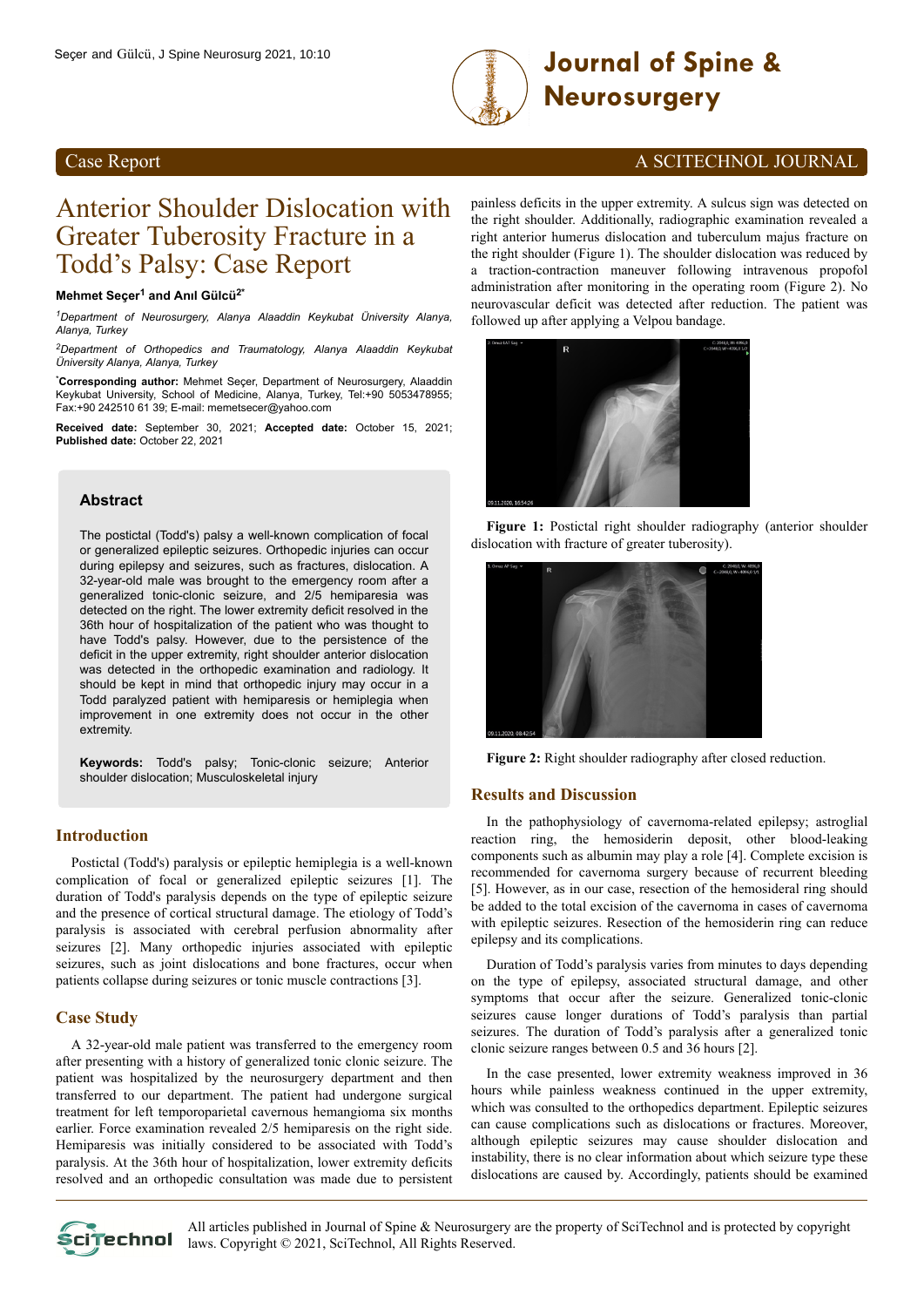Case Report

A SCITECHNOL JOURNAL

# Anterior Shoulder Dislocation with Greater Tuberosity Fracture in a Todd's Palsy: Case Report

**Mehmet Seçer[1] and Anıl Gülcü[2*]**

*[1]Department of Neurosurgery, Alanya Alaaddin Keykubat Üniversity Alanya, Alanya, Turkey*

*[2]Department of Orthopedics and Traumatology, Alanya Alaaddin Keykubat Üniversity Alanya, Alanya, Turkey*

**[*]Corresponding author:** Mehmet Seçer, Department of Neurosurgery, Alaaddin Keykubat University, School of Medicine, Alanya, Turkey, Tel:+90 5053478955; Fax:+90 242510 61 39; E-mail: memetsecer@yahoo.com

**Received date:** September 30, 2021; **Accepted date:** October 15, 2021; **Published date:** October 22, 2021

## Abstract

The postictal (Todd's) palsy a well-known complication of focal or generalized epileptic seizures. Orthopedic injuries can occur during epilepsy and seizures, such as fractures, dislocation. A 32-year-old male was brought to the emergency room after a generalized tonic-clonic seizure, and 2/5 hemiparesia was detected on the right. The lower extremity deficit resolved in the 36th hour of hospitalization of the patient who was thought to have Todd's palsy. However, due to the persistence of the deficit in the upper extremity, right shoulder anterior dislocation was detected in the orthopedic examination and radiology. It should be kept in mind that orthopedic injury may occur in a Todd paralyzed patient with hemiparesis or hemiplegia when improvement in one extremity does not occur in the other extremity.

**Keywords:** Todd's palsy; Tonic-clonic seizure; Anterior shoulder dislocation; Musculoskeletal injury

## Introduction

Postictal (Todd's) paralysis or epileptic hemiplegia is a well-known complication of focal or generalized epileptic seizures [1]. The duration of Todd's paralysis depends on the type of epileptic seizure and the presence of cortical structural damage. The etiology of Todd's paralysis is associated with cerebral perfusion abnormality after seizures [2]. Many orthopedic injuries associated with epileptic seizures, such as joint dislocations and bone fractures, occur when patients collapse during seizures or tonic muscle contractions [3].

## Case Study

A 32-year-old male patient was transferred to the emergency room after presenting with a history of generalized tonic clonic seizure. The patient was hospitalized by the neurosurgery department and then transferred to our department. The patient had undergone surgical treatment for left temporoparietal cavernous hemangioma six months earlier. Force examination revealed 2/5 hemiparesis on the right side. Hemiparesis was initially considered to be associated with Todd's paralysis. At the 36th hour of hospitalization, lower extremity deficits resolved and an orthopedic consultation was made due to persistent painless deficits in the upper extremity. A sulcus sign was detected on the right shoulder. Additionally, radiographic examination revealed a right anterior humerus dislocation and tuberculum majus fracture on the right shoulder (Figure 1). The shoulder dislocation was reduced by a traction-contraction maneuver following intravenous propofol administration after monitoring in the operating room (Figure 2). No neurovascular deficit was detected after reduction. The patient was followed up after applying a Velpou bandage.

**Figure 1:** Postictal right shoulder radiography (anterior shoulder dislocation with fracture of greater tuberosity).

**Figure 2:** Right shoulder radiography after closed reduction.

## Results and Discussion

In the pathophysiology of cavernoma-related epilepsy; astroglial reaction ring, the hemosiderin deposit, other blood-leaking components such as albumin may play a role [4]. Complete excision is recommended for cavernoma surgery because of recurrent bleeding [5]. However, as in our case, resection of the hemosideral ring should be added to the total excision of the cavernoma in cases of cavernoma with epileptic seizures. Resection of the hemosiderin ring can reduce epilepsy and its complications.

Duration of Todd's paralysis varies from minutes to days depending on the type of epilepsy, associated structural damage, and other symptoms that occur after the seizure. Generalized tonic-clonic seizures cause longer durations of Todd's paralysis than partial seizures. The duration of Todd's paralysis after a generalized tonic clonic seizure ranges between 0.5 and 36 hours [2].

In the case presented, lower extremity weakness improved in 36 hours while painless weakness continued in the upper extremity, which was consulted to the orthopedics department. Epileptic seizures can cause complications such as dislocations or fractures. Moreover, although epileptic seizures may cause shoulder dislocation and instability, there is no clear information about which seizure type these dislocations are caused by. Accordingly, patients should be examined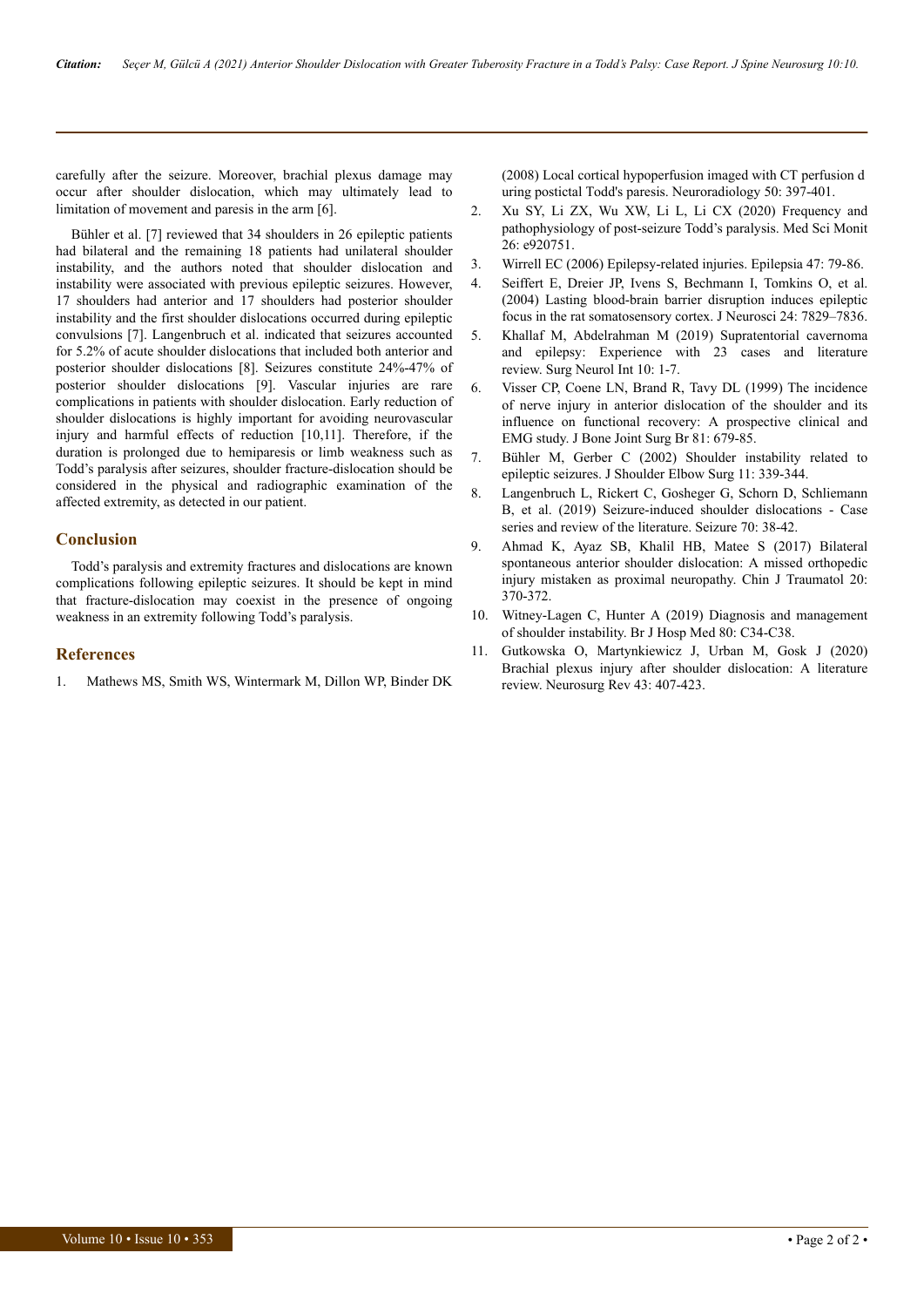carefully after the seizure. Moreover, brachial plexus damage may occur after shoulder dislocation, which may ultimately lead to limitation of movement and paresis in the arm [6].

Bühler et al. [7] reviewed that 34 shoulders in 26 epileptic patients had bilateral and the remaining 18 patients had unilateral shoulder instability, and the authors noted that shoulder dislocation and instability were associated with previous epileptic seizures. However, 17 shoulders had anterior and 17 shoulders had posterior shoulder instability and the first shoulder dislocations occurred during epileptic convulsions [7]. Langenbruch et al. indicated that seizures accounted for 5.2% of acute shoulder dislocations that included both anterior and posterior shoulder dislocations [8]. Seizures constitute 24%-47% of posterior shoulder dislocations [9]. Vascular injuries are rare complications in patients with shoulder dislocation. Early reduction of shoulder dislocations is highly important for avoiding neurovascular injury and harmful effects of reduction [10,11]. Therefore, if the duration is prolonged due to hemiparesis or limb weakness such as Todd's paralysis after seizures, shoulder fracture-dislocation should be considered in the physical and radiographic examination of the affected extremity, as detected in our patient.

## Conclusion

Todd's paralysis and extremity fractures and dislocations are known complications following epileptic seizures. It should be kept in mind that fracture-dislocation may coexist in the presence of ongoing weakness in an extremity following Todd's paralysis.

## References

1. Mathews MS, Smith WS, Wintermark M, Dillon WP, Binder DK (2008) Local cortical hypoperfusion imaged with CT perfusion d uring postictal Todd's paresis. Neuroradiology 50: 397-401.
2. Xu SY, Li ZX, Wu XW, Li L, Li CX (2020) Frequency and pathophysiology of post-seizure Todd's paralysis. Med Sci Monit 26: e920751.
3. Wirrell EC (2006) Epilepsy-related injuries. Epilepsia 47: 79-86.
4. Seiffert E, Dreier JP, Ivens S, Bechmann I, Tomkins O, et al. (2004) Lasting blood-brain barrier disruption induces epileptic focus in the rat somatosensory cortex. J Neurosci 24: 7829–7836.
5. Khallaf M, Abdelrahman M (2019) Supratentorial cavernoma and epilepsy: Experience with 23 cases and literature review. Surg Neurol Int 10: 1-7.
6. Visser CP, Coene LN, Brand R, Tavy DL (1999) The incidence of nerve injury in anterior dislocation of the shoulder and its influence on functional recovery: A prospective clinical and EMG study. J Bone Joint Surg Br 81: 679-85.
7. Bühler M, Gerber C (2002) Shoulder instability related to epileptic seizures. J Shoulder Elbow Surg 11: 339-344.
8. Langenbruch L, Rickert C, Gosheger G, Schorn D, Schliemann B, et al. (2019) Seizure-induced shoulder dislocations - Case series and review of the literature. Seizure 70: 38-42.
9. Ahmad K, Ayaz SB, Khalil HB, Matee S (2017) Bilateral spontaneous anterior shoulder dislocation: A missed orthopedic injury mistaken as proximal neuropathy. Chin J Traumatol 20: 370-372.
10. Witney-Lagen C, Hunter A (2019) Diagnosis and management of shoulder instability. Br J Hosp Med 80: C34-C38.
11. Gutkowska O, Martynkiewicz J, Urban M, Gosk J (2020) Brachial plexus injury after shoulder dislocation: A literature review. Neurosurg Rev 43: 407-423.